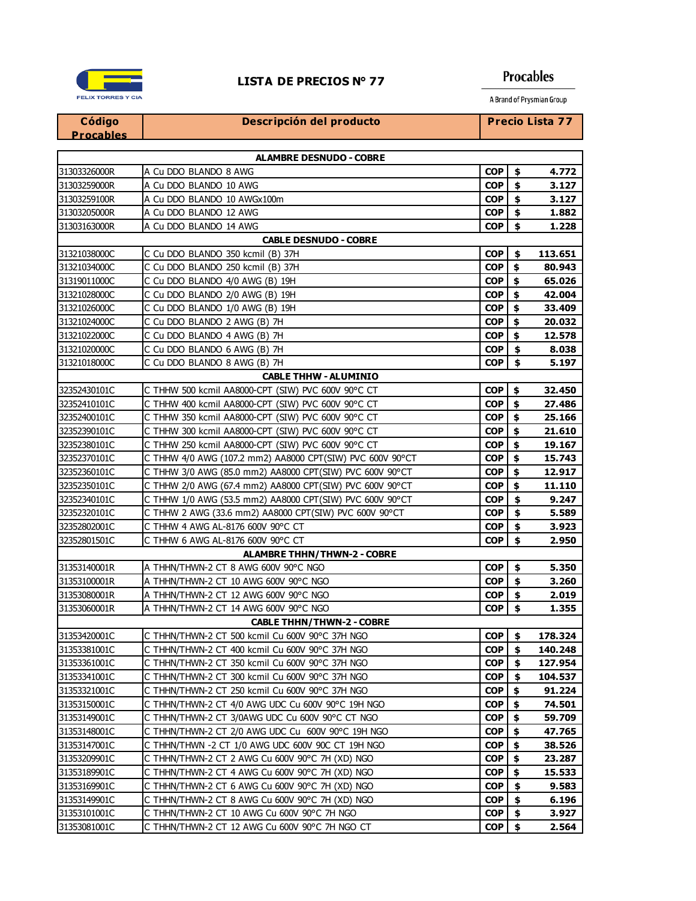FELIX TORRES Y CIA

# LISTA DE PRECIOS N° 77

Procables
A Brand of Prysmian Group

| Código Procables | Descripción del producto | Precio Lista 77 | | |
|---|---|---|---|---|
| | **ALAMBRE DESNUDO - COBRE** | | | |
| 31303326000R | A Cu DDO BLANDO 8 AWG | COP | $ | 4.772 |
| 31303259000R | A Cu DDO BLANDO 10 AWG | COP | $ | 3.127 |
| 31303259100R | A Cu DDO BLANDO 10 AWGx100m | COP | $ | 3.127 |
| 31303205000R | A Cu DDO BLANDO 12 AWG | COP | $ | 1.882 |
| 31303163000R | A Cu DDO BLANDO 14 AWG | COP | $ | 1.228 |
| | **CABLE DESNUDO - COBRE** | | | |
| 31321038000C | C Cu DDO BLANDO 350 kcmil (B) 37H | COP | $ | 113.651 |
| 31321034000C | C Cu DDO BLANDO 250 kcmil (B) 37H | COP | $ | 80.943 |
| 31319011000C | C Cu DDO BLANDO 4/0 AWG (B) 19H | COP | $ | 65.026 |
| 31321028000C | C Cu DDO BLANDO 2/0 AWG (B) 19H | COP | $ | 42.004 |
| 31321026000C | C Cu DDO BLANDO 1/0 AWG (B) 19H | COP | $ | 33.409 |
| 31321024000C | C Cu DDO BLANDO 2 AWG (B) 7H | COP | $ | 20.032 |
| 31321022000C | C Cu DDO BLANDO 4 AWG (B) 7H | COP | $ | 12.578 |
| 31321020000C | C Cu DDO BLANDO 6 AWG (B) 7H | COP | $ | 8.038 |
| 31321018000C | C Cu DDO BLANDO 8 AWG (B) 7H | COP | $ | 5.197 |
| | **CABLE THHW - ALUMINIO** | | | |
| 32352430101C | C THHW 500 kcmil AA8000-CPT (SIW) PVC 600V 90°C CT | COP | $ | 32.450 |
| 32352410101C | C THHW 400 kcmil AA8000-CPT (SIW) PVC 600V 90°C CT | COP | $ | 27.486 |
| 32352400101C | C THHW 350 kcmil AA8000-CPT (SIW) PVC 600V 90°C CT | COP | $ | 25.166 |
| 32352390101C | C THHW 300 kcmil AA8000-CPT (SIW) PVC 600V 90°C CT | COP | $ | 21.610 |
| 32352380101C | C THHW 250 kcmil AA8000-CPT (SIW) PVC 600V 90°C CT | COP | $ | 19.167 |
| 32352370101C | C THHW 4/0 AWG (107.2 mm2) AA8000 CPT(SIW) PVC 600V 90°CT | COP | $ | 15.743 |
| 32352360101C | C THHW 3/0 AWG (85.0 mm2) AA8000 CPT(SIW) PVC 600V 90°CT | COP | $ | 12.917 |
| 32352350101C | C THHW 2/0 AWG (67.4 mm2) AA8000 CPT(SIW) PVC 600V 90°CT | COP | $ | 11.110 |
| 32352340101C | C THHW 1/0 AWG (53.5 mm2) AA8000 CPT(SIW) PVC 600V 90°CT | COP | $ | 9.247 |
| 32352320101C | C THHW 2 AWG (33.6 mm2) AA8000 CPT(SIW) PVC 600V 90°CT | COP | $ | 5.589 |
| 32352802001C | C THHW 4 AWG AL-8176 600V 90°C CT | COP | $ | 3.923 |
| 32352801501C | C THHW 6 AWG AL-8176 600V 90°C CT | COP | $ | 2.950 |
| | **ALAMBRE THHN/THWN-2 - COBRE** | | | |
| 31353140001R | A THHN/THWN-2 CT 8 AWG 600V 90°C NGO | COP | $ | 5.350 |
| 31353100001R | A THHN/THWN-2 CT 10 AWG 600V 90°C NGO | COP | $ | 3.260 |
| 31353080001R | A THHN/THWN-2 CT 12 AWG 600V 90°C NGO | COP | $ | 2.019 |
| 31353060001R | A THHN/THWN-2 CT 14 AWG 600V 90°C NGO | COP | $ | 1.355 |
| | **CABLE THHN/THWN-2 - COBRE** | | | |
| 31353420001C | C THHN/THWN-2 CT 500 kcmil Cu 600V 90°C 37H NGO | COP | $ | 178.324 |
| 31353381001C | C THHN/THWN-2 CT 400 kcmil Cu 600V 90°C 37H NGO | COP | $ | 140.248 |
| 31353361001C | C THHN/THWN-2 CT 350 kcmil Cu 600V 90°C 37H NGO | COP | $ | 127.954 |
| 31353341001C | C THHN/THWN-2 CT 300 kcmil Cu 600V 90°C 37H NGO | COP | $ | 104.537 |
| 31353321001C | C THHN/THWN-2 CT 250 kcmil Cu 600V 90°C 37H NGO | COP | $ | 91.224 |
| 31353150001C | C THHN/THWN-2 CT 4/0 AWG UDC Cu 600V 90°C 19H NGO | COP | $ | 74.501 |
| 31353149001C | C THHN/THWN-2 CT 3/0AWG UDC Cu 600V 90°C CT NGO | COP | $ | 59.709 |
| 31353148001C | C THHN/THWN-2 CT 2/0 AWG UDC Cu 600V 90°C 19H NGO | COP | $ | 47.765 |
| 31353147001C | C THHN/THWN -2 CT 1/0 AWG UDC 600V 90C CT 19H NGO | COP | $ | 38.526 |
| 31353209901C | C THHN/THWN-2 CT 2 AWG Cu 600V 90°C 7H (XD) NGO | COP | $ | 23.287 |
| 31353189901C | C THHN/THWN-2 CT 4 AWG Cu 600V 90°C 7H (XD) NGO | COP | $ | 15.533 |
| 31353169901C | C THHN/THWN-2 CT 6 AWG Cu 600V 90°C 7H (XD) NGO | COP | $ | 9.583 |
| 31353149901C | C THHN/THWN-2 CT 8 AWG Cu 600V 90°C 7H (XD) NGO | COP | $ | 6.196 |
| 31353101001C | C THHN/THWN-2 CT 10 AWG Cu 600V 90°C 7H NGO | COP | $ | 3.927 |
| 31353081001C | C THHN/THWN-2 CT 12 AWG Cu 600V 90°C 7H NGO CT | COP | $ | 2.564 |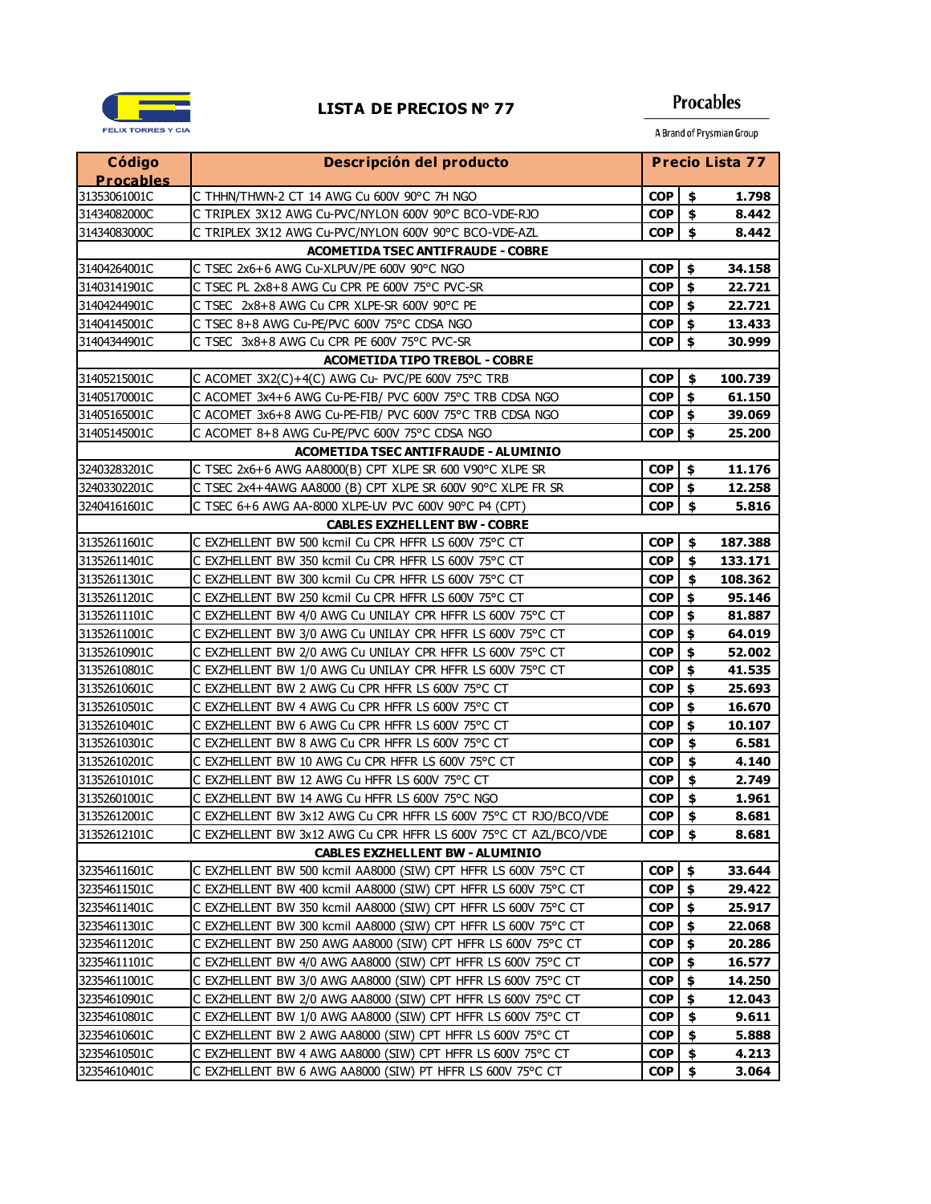FELIX TORRES Y CIA

# LISTA DE PRECIOS N° 77

Procables

A Brand of Prysmian Group

| Código Procables | Descripción del producto | Precio Lista 77 | | |
|---|---|---|---|---|
| 31353061001C | C THHN/THWN-2 CT 14 AWG Cu 600V 90°C 7H NGO | COP | $ | 1.798 |
| 31434082000C | C TRIPLEX 3X12 AWG Cu-PVC/NYLON 600V 90°C BCO-VDE-RJO | COP | $ | 8.442 |
| 31434083000C | C TRIPLEX 3X12 AWG Cu-PVC/NYLON 600V 90°C BCO-VDE-AZL | COP | $ | 8.442 |
| | **ACOMETIDA TSEC ANTIFRAUDE - COBRE** | | | |
| 31404264001C | C TSEC 2x6+6 AWG Cu-XLPUV/PE 600V 90°C NGO | COP | $ | 34.158 |
| 31403141901C | C TSEC PL 2x8+8 AWG Cu CPR PE 600V 75°C PVC-SR | COP | $ | 22.721 |
| 31404244901C | C TSEC 2x8+8 AWG Cu CPR XLPE-SR 600V 90°C PE | COP | $ | 22.721 |
| 31404145001C | C TSEC 8+8 AWG Cu-PE/PVC 600V 75°C CDSA NGO | COP | $ | 13.433 |
| 31404344901C | C TSEC 3x8+8 AWG Cu CPR PE 600V 75°C PVC-SR | COP | $ | 30.999 |
| | **ACOMETIDA TIPO TREBOL - COBRE** | | | |
| 31405215001C | C ACOMET 3X2(C)+4(C) AWG Cu- PVC/PE 600V 75°C TRB | COP | $ | 100.739 |
| 31405170001C | C ACOMET 3x4+6 AWG Cu-PE-FIB/ PVC 600V 75°C TRB CDSA NGO | COP | $ | 61.150 |
| 31405165001C | C ACOMET 3x6+8 AWG Cu-PE-FIB/ PVC 600V 75°C TRB CDSA NGO | COP | $ | 39.069 |
| 31405145001C | C ACOMET 8+8 AWG Cu-PE/PVC 600V 75°C CDSA NGO | COP | $ | 25.200 |
| | **ACOMETIDA TSEC ANTIFRAUDE - ALUMINIO** | | | |
| 32403283201C | C TSEC 2x6+6 AWG AA8000(B) CPT XLPE SR 600 V90°C XLPE SR | COP | $ | 11.176 |
| 32403302201C | C TSEC 2x4+4AWG AA8000 (B) CPT XLPE SR 600V 90°C XLPE FR SR | COP | $ | 12.258 |
| 32404161601C | C TSEC 6+6 AWG AA-8000 XLPE-UV PVC 600V 90°C P4 (CPT) | COP | $ | 5.816 |
| | **CABLES EXZHELLENT BW - COBRE** | | | |
| 31352611601C | C EXZHELLENT BW 500 kcmil Cu CPR HFFR LS 600V 75°C CT | COP | $ | 187.388 |
| 31352611401C | C EXZHELLENT BW 350 kcmil Cu CPR HFFR LS 600V 75°C CT | COP | $ | 133.171 |
| 31352611301C | C EXZHELLENT BW 300 kcmil Cu CPR HFFR LS 600V 75°C CT | COP | $ | 108.362 |
| 31352611201C | C EXZHELLENT BW 250 kcmil Cu CPR HFFR LS 600V 75°C CT | COP | $ | 95.146 |
| 31352611101C | C EXZHELLENT BW 4/0 AWG Cu UNILAY CPR HFFR LS 600V 75°C CT | COP | $ | 81.887 |
| 31352611001C | C EXZHELLENT BW 3/0 AWG Cu UNILAY CPR HFFR LS 600V 75°C CT | COP | $ | 64.019 |
| 31352610901C | C EXZHELLENT BW 2/0 AWG Cu UNILAY CPR HFFR LS 600V 75°C CT | COP | $ | 52.002 |
| 31352610801C | C EXZHELLENT BW 1/0 AWG Cu UNILAY CPR HFFR LS 600V 75°C CT | COP | $ | 41.535 |
| 31352610601C | C EXZHELLENT BW 2 AWG Cu CPR HFFR LS 600V 75°C CT | COP | $ | 25.693 |
| 31352610501C | C EXZHELLENT BW 4 AWG Cu CPR HFFR LS 600V 75°C CT | COP | $ | 16.670 |
| 31352610401C | C EXZHELLENT BW 6 AWG Cu CPR HFFR LS 600V 75°C CT | COP | $ | 10.107 |
| 31352610301C | C EXZHELLENT BW 8 AWG Cu CPR HFFR LS 600V 75°C CT | COP | $ | 6.581 |
| 31352610201C | C EXZHELLENT BW 10 AWG Cu CPR HFFR LS 600V 75°C CT | COP | $ | 4.140 |
| 31352610101C | C EXZHELLENT BW 12 AWG Cu HFFR LS 600V 75°C CT | COP | $ | 2.749 |
| 31352601001C | C EXZHELLENT BW 14 AWG Cu HFFR LS 600V 75°C NGO | COP | $ | 1.961 |
| 31352612001C | C EXZHELLENT BW 3x12 AWG Cu CPR HFFR LS 600V 75°C CT RJO/BCO/VDE | COP | $ | 8.681 |
| 31352612101C | C EXZHELLENT BW 3x12 AWG Cu CPR HFFR LS 600V 75°C CT AZL/BCO/VDE | COP | $ | 8.681 |
| | **CABLES EXZHELLENT BW - ALUMINIO** | | | |
| 32354611601C | C EXZHELLENT BW 500 kcmil AA8000 (SIW) CPT HFFR LS 600V 75°C CT | COP | $ | 33.644 |
| 32354611501C | C EXZHELLENT BW 400 kcmil AA8000 (SIW) CPT HFFR LS 600V 75°C CT | COP | $ | 29.422 |
| 32354611401C | C EXZHELLENT BW 350 kcmil AA8000 (SIW) CPT HFFR LS 600V 75°C CT | COP | $ | 25.917 |
| 32354611301C | C EXZHELLENT BW 300 kcmil AA8000 (SIW) CPT HFFR LS 600V 75°C CT | COP | $ | 22.068 |
| 32354611201C | C EXZHELLENT BW 250 AWG AA8000 (SIW) CPT HFFR LS 600V 75°C CT | COP | $ | 20.286 |
| 32354611101C | C EXZHELLENT BW 4/0 AWG AA8000 (SIW) CPT HFFR LS 600V 75°C CT | COP | $ | 16.577 |
| 32354611001C | C EXZHELLENT BW 3/0 AWG AA8000 (SIW) CPT HFFR LS 600V 75°C CT | COP | $ | 14.250 |
| 32354610901C | C EXZHELLENT BW 2/0 AWG AA8000 (SIW) CPT HFFR LS 600V 75°C CT | COP | $ | 12.043 |
| 32354610801C | C EXZHELLENT BW 1/0 AWG AA8000 (SIW) CPT HFFR LS 600V 75°C CT | COP | $ | 9.611 |
| 32354610601C | C EXZHELLENT BW 2 AWG AA8000 (SIW) CPT HFFR LS 600V 75°C CT | COP | $ | 5.888 |
| 32354610501C | C EXZHELLENT BW 4 AWG AA8000 (SIW) CPT HFFR LS 600V 75°C CT | COP | $ | 4.213 |
| 32354610401C | C EXZHELLENT BW 6 AWG AA8000 (SIW) PT HFFR LS 600V 75°C CT | COP | $ | 3.064 |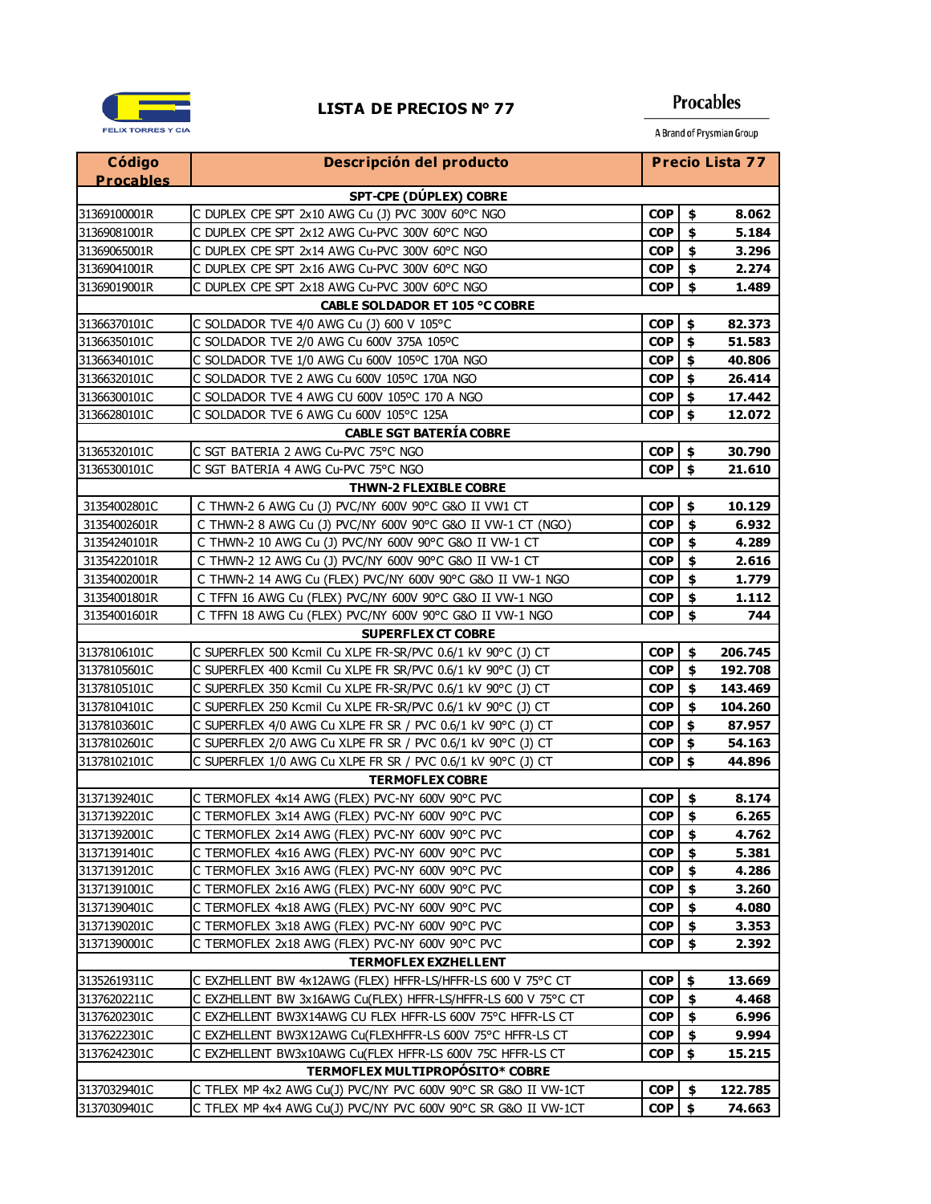**FELIX TORRES Y CIA**

# LISTA DE PRECIOS N° 77

**Procables**
A Brand of Prysmian Group

| Código Procables | Descripción del producto | Precio Lista 77 | | |
|---|---|---|---|---|
| | **SPT-CPE (DÚPLEX) COBRE** | | | |
| 31369100001R | C DUPLEX CPE SPT 2x10 AWG Cu (J) PVC 300V 60°C NGO | COP | $ | 8.062 |
| 31369081001R | C DUPLEX CPE SPT 2x12 AWG Cu-PVC 300V 60°C NGO | COP | $ | 5.184 |
| 31369065001R | C DUPLEX CPE SPT 2x14 AWG Cu-PVC 300V 60°C NGO | COP | $ | 3.296 |
| 31369041001R | C DUPLEX CPE SPT 2x16 AWG Cu-PVC 300V 60°C NGO | COP | $ | 2.274 |
| 31369019001R | C DUPLEX CPE SPT 2x18 AWG Cu-PVC 300V 60°C NGO | COP | $ | 1.489 |
| | **CABLE SOLDADOR ET 105 °C COBRE** | | | |
| 31366370101C | C SOLDADOR TVE 4/0 AWG Cu (J) 600 V 105°C | COP | $ | 82.373 |
| 31366350101C | C SOLDADOR TVE 2/0 AWG Cu 600V 375A 105°C | COP | $ | 51.583 |
| 31366340101C | C SOLDADOR TVE 1/0 AWG Cu 600V 105ºC 170A NGO | COP | $ | 40.806 |
| 31366320101C | C SOLDADOR TVE 2 AWG Cu 600V 105ºC 170A NGO | COP | $ | 26.414 |
| 31366300101C | C SOLDADOR TVE 4 AWG CU 600V 105ºC 170 A NGO | COP | $ | 17.442 |
| 31366280101C | C SOLDADOR TVE 6 AWG Cu 600V 105°C 125A | COP | $ | 12.072 |
| | **CABLE SGT BATERÍA COBRE** | | | |
| 31365320101C | C SGT BATERIA 2 AWG Cu-PVC 75°C NGO | COP | $ | 30.790 |
| 31365300101C | C SGT BATERIA 4 AWG Cu-PVC 75°C NGO | COP | $ | 21.610 |
| | **THWN-2 FLEXIBLE COBRE** | | | |
| 31354002801C | C THWN-2 6 AWG Cu (J) PVC/NY 600V 90°C G&O II VW1 CT | COP | $ | 10.129 |
| 31354002601R | C THWN-2 8 AWG Cu (J) PVC/NY 600V 90°C G&O II VW-1 CT (NGO) | COP | $ | 6.932 |
| 31354240101R | C THWN-2 10 AWG Cu (J) PVC/NY 600V 90°C G&O II VW-1 CT | COP | $ | 4.289 |
| 31354220101R | C THWN-2 12 AWG Cu (J) PVC/NY 600V 90°C G&O II VW-1 CT | COP | $ | 2.616 |
| 31354002001R | C THWN-2 14 AWG Cu (FLEX) PVC/NY 600V 90°C G&O II VW-1 NGO | COP | $ | 1.779 |
| 31354001801R | C TFFN 16 AWG Cu (FLEX) PVC/NY 600V 90°C G&O II VW-1 NGO | COP | $ | 1.112 |
| 31354001601R | C TFFN 18 AWG Cu (FLEX) PVC/NY 600V 90°C G&O II VW-1 NGO | COP | $ | 744 |
| | **SUPERFLEX CT COBRE** | | | |
| 31378106101C | C SUPERFLEX 500 Kcmil Cu XLPE FR-SR/PVC 0.6/1 kV 90°C (J) CT | COP | $ | 206.745 |
| 31378105601C | C SUPERFLEX 400 Kcmil Cu XLPE FR SR/PVC 0.6/1 kV 90°C (J) CT | COP | $ | 192.708 |
| 31378105101C | C SUPERFLEX 350 Kcmil Cu XLPE FR-SR/PVC 0.6/1 kV 90°C (J) CT | COP | $ | 143.469 |
| 31378104101C | C SUPERFLEX 250 Kcmil Cu XLPE FR-SR/PVC 0.6/1 kV 90°C (J) CT | COP | $ | 104.260 |
| 31378103601C | C SUPERFLEX 4/0 AWG Cu XLPE FR SR / PVC 0.6/1 kV 90°C (J) CT | COP | $ | 87.957 |
| 31378102601C | C SUPERFLEX 2/0 AWG Cu XLPE FR SR / PVC 0.6/1 kV 90°C (J) CT | COP | $ | 54.163 |
| 31378102101C | C SUPERFLEX 1/0 AWG Cu XLPE FR SR / PVC 0.6/1 kV 90°C (J) CT | COP | $ | 44.896 |
| | **TERMOFLEX COBRE** | | | |
| 31371392401C | C TERMOFLEX 4x14 AWG (FLEX) PVC-NY 600V 90°C PVC | COP | $ | 8.174 |
| 31371392201C | C TERMOFLEX 3x14 AWG (FLEX) PVC-NY 600V 90°C PVC | COP | $ | 6.265 |
| 31371392001C | C TERMOFLEX 2x14 AWG (FLEX) PVC-NY 600V 90°C PVC | COP | $ | 4.762 |
| 31371391401C | C TERMOFLEX 4x16 AWG (FLEX) PVC-NY 600V 90°C PVC | COP | $ | 5.381 |
| 31371391201C | C TERMOFLEX 3x16 AWG (FLEX) PVC-NY 600V 90°C PVC | COP | $ | 4.286 |
| 31371391001C | C TERMOFLEX 2x16 AWG (FLEX) PVC-NY 600V 90°C PVC | COP | $ | 3.260 |
| 31371390401C | C TERMOFLEX 4x18 AWG (FLEX) PVC-NY 600V 90°C PVC | COP | $ | 4.080 |
| 31371390201C | C TERMOFLEX 3x18 AWG (FLEX) PVC-NY 600V 90°C PVC | COP | $ | 3.353 |
| 31371390001C | C TERMOFLEX 2x18 AWG (FLEX) PVC-NY 600V 90°C PVC | COP | $ | 2.392 |
| | **TERMOFLEX EXZHELLENT** | | | |
| 31352619311C | C EXZHELLENT BW 4x12AWG (FLEX) HFFR-LS/HFFR-LS 600 V 75°C CT | COP | $ | 13.669 |
| 31376202211C | C EXZHELLENT BW 3x16AWG Cu(FLEX) HFFR-LS/HFFR-LS 600 V 75°C CT | COP | $ | 4.468 |
| 31376202301C | C EXZHELLENT BW3X14AWG CU FLEX HFFR-LS 600V 75°C HFFR-LS CT | COP | $ | 6.996 |
| 31376222301C | C EXZHELLENT BW3X12AWG Cu(FLEXHFFR-LS 600V 75°C HFFR-LS CT | COP | $ | 9.994 |
| 31376242301C | C EXZHELLENT BW3x10AWG Cu(FLEX HFFR-LS 600V 75C HFFR-LS CT | COP | $ | 15.215 |
| | **TERMOFLEX MULTIPROPÓSITO* COBRE** | | | |
| 31370329401C | C TFLEX MP 4x2 AWG Cu(J) PVC/NY PVC 600V 90°C SR G&O II VW-1CT | COP | $ | 122.785 |
| 31370309401C | C TFLEX MP 4x4 AWG Cu(J) PVC/NY PVC 600V 90°C SR G&O II VW-1CT | COP | $ | 74.663 |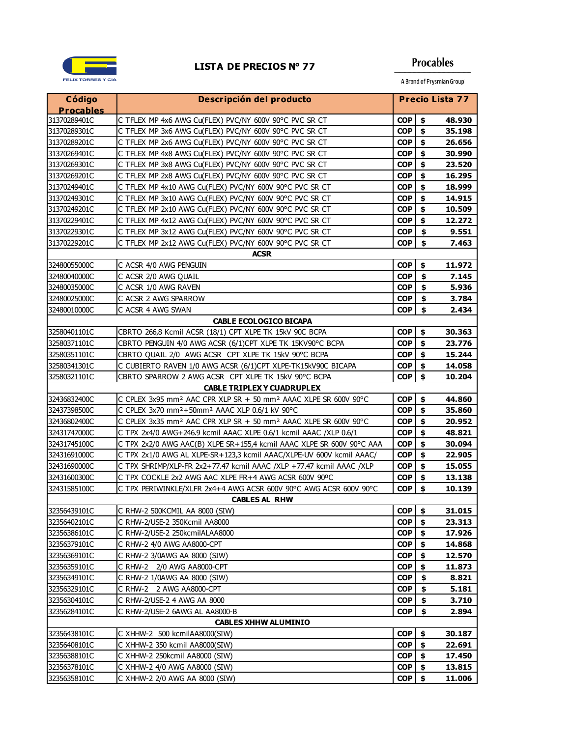FELIX TORRES Y CIA

# LISTA DE PRECIOS N° 77

Procables
A Brand of Prysmian Group

| Código Procables | Descripción del producto | Precio Lista 77 | | |
|---|---|---|---|---|
| 31370289401C | C TFLEX MP 4x6 AWG Cu(FLEX) PVC/NY 600V 90°C PVC SR CT | COP | $ | 48.930 |
| 31370289301C | C TFLEX MP 3x6 AWG Cu(FLEX) PVC/NY 600V 90°C PVC SR CT | COP | $ | 35.198 |
| 31370289201C | C TFLEX MP 2x6 AWG Cu(FLEX) PVC/NY 600V 90°C PVC SR CT | COP | $ | 26.656 |
| 31370269401C | C TFLEX MP 4x8 AWG Cu(FLEX) PVC/NY 600V 90°C PVC SR CT | COP | $ | 30.990 |
| 31370269301C | C TFLEX MP 3x8 AWG Cu(FLEX) PVC/NY 600V 90°C PVC SR CT | COP | $ | 23.520 |
| 31370269201C | C TFLEX MP 2x8 AWG Cu(FLEX) PVC/NY 600V 90°C PVC SR CT | COP | $ | 16.295 |
| 31370249401C | C TFLEX MP 4x10 AWG Cu(FLEX) PVC/NY 600V 90°C PVC SR CT | COP | $ | 18.999 |
| 31370249301C | C TFLEX MP 3x10 AWG Cu(FLEX) PVC/NY 600V 90°C PVC SR CT | COP | $ | 14.915 |
| 31370249201C | C TFLEX MP 2x10 AWG Cu(FLEX) PVC/NY 600V 90°C PVC SR CT | COP | $ | 10.509 |
| 31370229401C | C TFLEX MP 4x12 AWG Cu(FLEX) PVC/NY 600V 90°C PVC SR CT | COP | $ | 12.272 |
| 31370229301C | C TFLEX MP 3x12 AWG Cu(FLEX) PVC/NY 600V 90°C PVC SR CT | COP | $ | 9.551 |
| 31370229201C | C TFLEX MP 2x12 AWG Cu(FLEX) PVC/NY 600V 90°C PVC SR CT | COP | $ | 7.463 |
| | **ACSR** | | | |
| 32480055000C | C ACSR 4/0 AWG PENGUIN | COP | $ | 11.972 |
| 32480040000C | C ACSR 2/0 AWG QUAIL | COP | $ | 7.145 |
| 32480035000C | C ACSR 1/0 AWG RAVEN | COP | $ | 5.936 |
| 32480025000C | C ACSR 2 AWG SPARROW | COP | $ | 3.784 |
| 32480010000C | C ACSR 4 AWG SWAN | COP | $ | 2.434 |
| | **CABLE ECOLOGICO BICAPA** | | | |
| 32580401101C | CBRTO 266,8 Kcmil ACSR (18/1) CPT XLPE TK 15kV 90C BCPA | COP | $ | 30.363 |
| 32580371101C | CBRTO PENGUIN 4/0 AWG ACSR (6/1)CPT XLPE TK 15KV90°C BCPA | COP | $ | 23.776 |
| 32580351101C | CBRTO QUAIL 2/0 AWG ACSR CPT XLPE TK 15kV 90°C BCPA | COP | $ | 15.244 |
| 32580341301C | C CUBIERTO RAVEN 1/0 AWG ACSR (6/1)CPT XLPE-TK15kV90C BICAPA | COP | $ | 14.058 |
| 32580321101C | CBRTO SPARROW 2 AWG ACSR CPT XLPE TK 15kV 90°C BCPA | COP | $ | 10.204 |
| | **CABLE TRIPLEX Y CUADRUPLEX** | | | |
| 32436832400C | C CPLEX 3x95 mm² AAC CPR XLP SR + 50 mm² AAAC XLPE SR 600V 90°C | COP | $ | 44.860 |
| 32437398500C | C CPLEX 3x70 mm²+50mm² AAAC XLP 0.6/1 kV 90°C | COP | $ | 35.860 |
| 32436802400C | C CPLEX 3x35 mm² AAC CPR XLP SR + 50 mm² AAAC XLPE SR 600V 90°C | COP | $ | 20.952 |
| 32431747000C | C TPX 2x4/0 AWG+246.9 kcmil AAAC XLPE 0.6/1 kcmil AAAC /XLP 0.6/1 | COP | $ | 48.821 |
| 32431745100C | C TPX 2x2/0 AWG AAC(B) XLPE SR+155,4 kcmil AAAC XLPE SR 600V 90°C AAA | COP | $ | 30.094 |
| 32431691000C | C TPX 2x1/0 AWG AL XLPE-SR+123,3 kcmil AAAC/XLPE-UV 600V kcmil AAAC/ | COP | $ | 22.905 |
| 32431690000C | C TPX SHRIMP/XLP-FR 2x2+77.47 kcmil AAAC /XLP +77.47 kcmil AAAC /XLP | COP | $ | 15.055 |
| 32431600300C | C TPX COCKLE 2x2 AWG AAC XLPE FR+4 AWG ACSR 600V 90ºC | COP | $ | 13.138 |
| 32431585100C | C TPX PERIWINKLE/XLFR 2x4+4 AWG ACSR 600V 90°C AWG ACSR 600V 90°C | COP | $ | 10.139 |
| | **CABLES AL RHW** | | | |
| 32356439101C | C RHW-2 500KCMIL AA 8000 (SIW) | COP | $ | 31.015 |
| 32356402101C | C RHW-2/USE-2 350Kcmil AA8000 | COP | $ | 23.313 |
| 32356386101C | C RHW-2/USE-2 250kcmilALAA8000 | COP | $ | 17.926 |
| 32356379101C | C RHW-2 4/0 AWG AA8000-CPT | COP | $ | 14.868 |
| 32356369101C | C RHW-2 3/0AWG AA 8000 (SIW) | COP | $ | 12.570 |
| 32356359101C | C RHW-2 2/0 AWG AA8000-CPT | COP | $ | 11.873 |
| 32356349101C | C RHW-2 1/0AWG AA 8000 (SIW) | COP | $ | 8.821 |
| 32356329101C | C RHW-2 2 AWG AA8000-CPT | COP | $ | 5.181 |
| 32356304101C | C RHW-2/USE-2 4 AWG AA 8000 | COP | $ | 3.710 |
| 32356284101C | C RHW-2/USE-2 6AWG AL AA8000-B | COP | $ | 2.894 |
| | **CABLES XHHW ALUMINIO** | | | |
| 32356438101C | C XHHW-2 500 kcmilAA8000(SIW) | COP | $ | 30.187 |
| 32356408101C | C XHHW-2 350 kcmil AA8000(SIW) | COP | $ | 22.691 |
| 32356388101C | C XHHW-2 250kcmil AA8000 (SIW) | COP | $ | 17.450 |
| 32356378101C | C XHHW-2 4/0 AWG AA8000 (SIW) | COP | $ | 13.815 |
| 32356358101C | C XHHW-2 2/0 AWG AA 8000 (SIW) | COP | $ | 11.006 |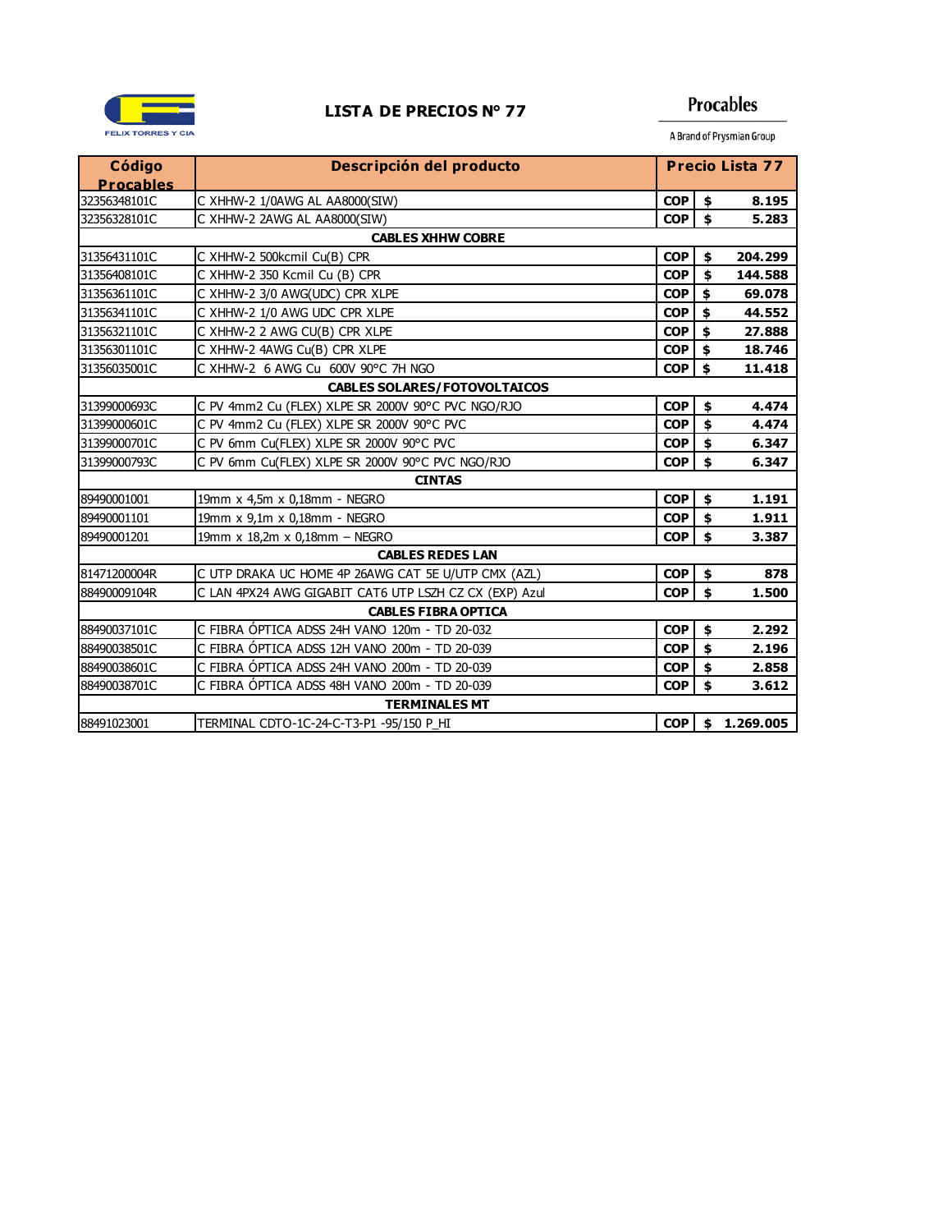FELIX TORRES Y CIA

## LISTA DE PRECIOS N° 77

Procables
A Brand of Prysmian Group

| Código Procables | Descripción del producto | Precio Lista 77 | | |
|---|---|---|---|---|
| 32356348101C | C XHHW-2 1/0AWG AL AA8000(SIW) | COP | $ | 8.195 |
| 32356328101C | C XHHW-2 2AWG AL AA8000(SIW) | COP | $ | 5.283 |
| | **CABLES XHHW COBRE** | | | |
| 31356431101C | C XHHW-2 500kcmil Cu(B) CPR | COP | $ | 204.299 |
| 31356408101C | C XHHW-2 350 Kcmil Cu (B) CPR | COP | $ | 144.588 |
| 31356361101C | C XHHW-2 3/0 AWG(UDC) CPR XLPE | COP | $ | 69.078 |
| 31356341101C | C XHHW-2 1/0 AWG UDC CPR XLPE | COP | $ | 44.552 |
| 31356321101C | C XHHW-2 2 AWG CU(B) CPR XLPE | COP | $ | 27.888 |
| 31356301101C | C XHHW-2 4AWG Cu(B) CPR XLPE | COP | $ | 18.746 |
| 31356035001C | C XHHW-2 6 AWG Cu 600V 90°C 7H NGO | COP | $ | 11.418 |
| | **CABLES SOLARES/FOTOVOLTAICOS** | | | |
| 31399000693C | C PV 4mm2 Cu (FLEX) XLPE SR 2000V 90°C PVC NGO/RJO | COP | $ | 4.474 |
| 31399000601C | C PV 4mm2 Cu (FLEX) XLPE SR 2000V 90°C PVC | COP | $ | 4.474 |
| 31399000701C | C PV 6mm Cu(FLEX) XLPE SR 2000V 90°C PVC | COP | $ | 6.347 |
| 31399000793C | C PV 6mm Cu(FLEX) XLPE SR 2000V 90°C PVC NGO/RJO | COP | $ | 6.347 |
| | **CINTAS** | | | |
| 89490001001 | 19mm x 4,5m x 0,18mm - NEGRO | COP | $ | 1.191 |
| 89490001101 | 19mm x 9,1m x 0,18mm - NEGRO | COP | $ | 1.911 |
| 89490001201 | 19mm x 18,2m x 0,18mm – NEGRO | COP | $ | 3.387 |
| | **CABLES REDES LAN** | | | |
| 81471200004R | C UTP DRAKA UC HOME 4P 26AWG CAT 5E U/UTP CMX (AZL) | COP | $ | 878 |
| 88490009104R | C LAN 4PX24 AWG GIGABIT CAT6 UTP LSZH CZ CX (EXP) Azul | COP | $ | 1.500 |
| | **CABLES FIBRA OPTICA** | | | |
| 88490037101C | C FIBRA ÓPTICA ADSS 24H VANO 120m - TD 20-032 | COP | $ | 2.292 |
| 88490038501C | C FIBRA ÓPTICA ADSS 12H VANO 200m - TD 20-039 | COP | $ | 2.196 |
| 88490038601C | C FIBRA ÓPTICA ADSS 24H VANO 200m - TD 20-039 | COP | $ | 2.858 |
| 88490038701C | C FIBRA ÓPTICA ADSS 48H VANO 200m - TD 20-039 | COP | $ | 3.612 |
| | **TERMINALES MT** | | | |
| 88491023001 | TERMINAL CDTO-1C-24-C-T3-P1 -95/150 P_HI | COP | $ | 1.269.005 |